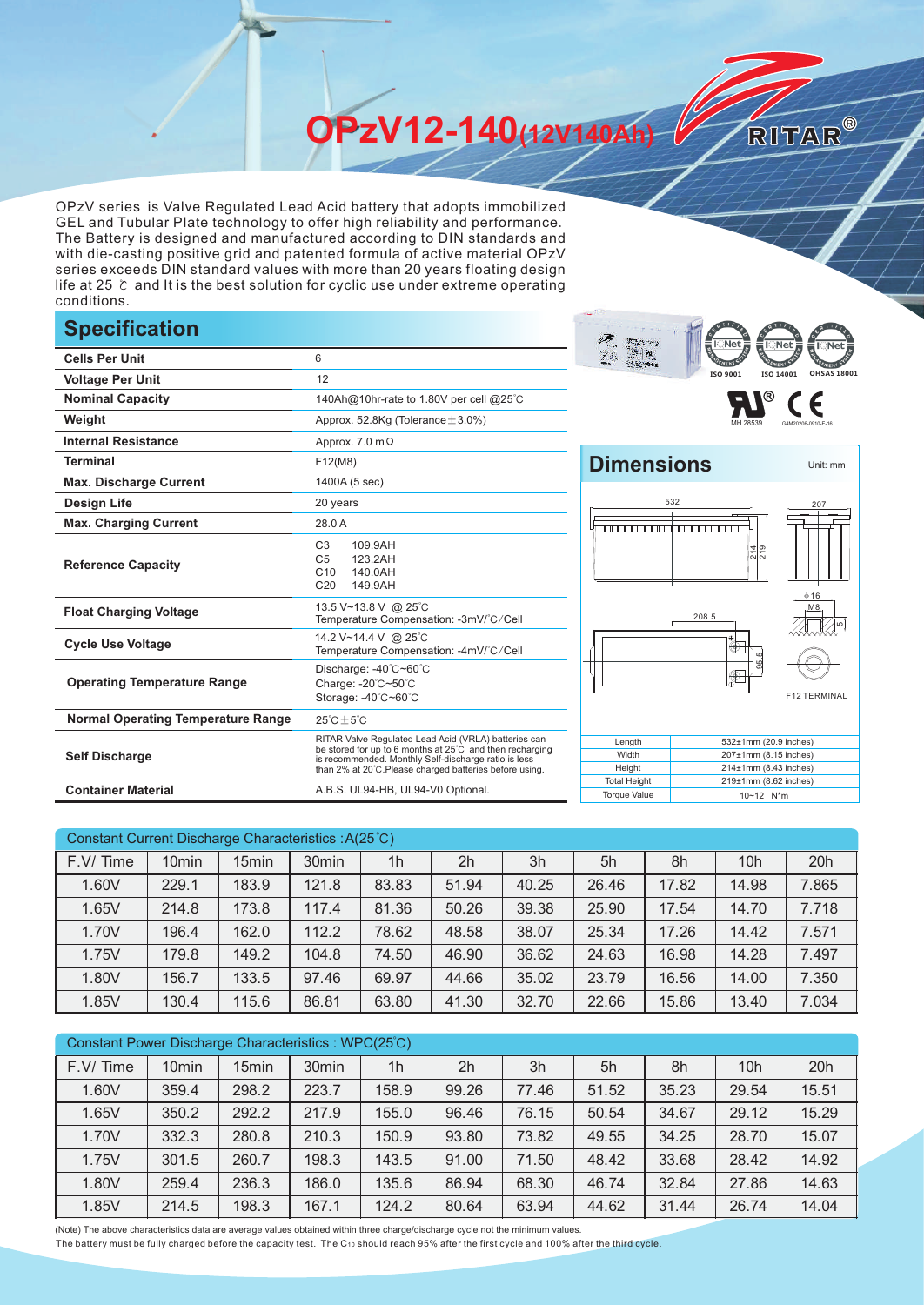# OPzV12-140(12V140Ah)

RITAR®

OPzV series is Valve Regulated Lead Acid battery that adopts immobilized GEL and Tubular Plate technology to offer high reliability and performance. The Battery is designed and manufactured according to DIN standards and with die-casting positive grid and patented formula of active material OPzV series exceeds DIN standard values with more than 20 years floating design life at 25 ℃ and It is the best solution for cyclic use under extreme operating conditions.

## Specification

| | |
|---|---|
| **Cells Per Unit** | 6 |
| **Voltage Per Unit** | 12 |
| **Nominal Capacity** | 140Ah@10hr-rate to 1.80V per cell @25℃ |
| **Weight** | Approx. 52.8Kg (Tolerance±3.0%) |
| **Internal Resistance** | Approx. 7.0 mΩ |
| **Terminal** | F12(M8) |
| **Max. Discharge Current** | 1400A (5 sec) |
| **Design Life** | 20 years |
| **Max. Charging Current** | 28.0 A |
| **Reference Capacity** | C3 109.9AH<br>C5 123.2AH<br>C10 140.0AH<br>C20 149.9AH |
| **Float Charging Voltage** | 13.5 V~13.8 V @ 25℃<br>Temperature Compensation: -3mV/℃/Cell |
| **Cycle Use Voltage** | 14.2 V~14.4 V @ 25℃<br>Temperature Compensation: -4mV/℃/Cell |
| **Operating Temperature Range** | Discharge: -40℃~60℃<br>Charge: -20℃~50℃<br>Storage: -40℃~60℃ |
| **Normal Operating Temperature Range** | 25℃±5℃ |
| **Self Discharge** | RITAR Valve Regulated Lead Acid (VRLA) batteries can be stored for up to 6 months at 25℃ and then recharging is recommended. Monthly Self-discharge ratio is less than 2% at 20℃.Please charged batteries before using. |
| **Container Material** | A.B.S. UL94-HB, UL94-V0 Optional. |

ISO 9001 ISO 14001 OHSAS 18001

MH 28539 G4M20206-0910-E-16

## Dimensions

Unit: mm

532 207 214 219 208.5 95.5 Φ16 M8 5

F12 TERMINAL

| | |
|---|---|
| Length | 532±1mm (20.9 inches) |
| Width | 207±1mm (8.15 inches) |
| Height | 214±1mm (8.43 inches) |
| Total Height | 219±1mm (8.62 inches) |
| Torque Value | 10~12 N*m |

### Constant Current Discharge Characteristics : A(25℃)

| F.V/ Time | 10min | 15min | 30min | 1h | 2h | 3h | 5h | 8h | 10h | 20h |
|---|---|---|---|---|---|---|---|---|---|---|
| 1.60V | 229.1 | 183.9 | 121.8 | 83.83 | 51.94 | 40.25 | 26.46 | 17.82 | 14.98 | 7.865 |
| 1.65V | 214.8 | 173.8 | 117.4 | 81.36 | 50.26 | 39.38 | 25.90 | 17.54 | 14.70 | 7.718 |
| 1.70V | 196.4 | 162.0 | 112.2 | 78.62 | 48.58 | 38.07 | 25.34 | 17.26 | 14.42 | 7.571 |
| 1.75V | 179.8 | 149.2 | 104.8 | 74.50 | 46.90 | 36.62 | 24.63 | 16.98 | 14.28 | 7.497 |
| 1.80V | 156.7 | 133.5 | 97.46 | 69.97 | 44.66 | 35.02 | 23.79 | 16.56 | 14.00 | 7.350 |
| 1.85V | 130.4 | 115.6 | 86.81 | 63.80 | 41.30 | 32.70 | 22.66 | 15.86 | 13.40 | 7.034 |

### Constant Power Discharge Characteristics : WPC(25℃)

| F.V/ Time | 10min | 15min | 30min | 1h | 2h | 3h | 5h | 8h | 10h | 20h |
|---|---|---|---|---|---|---|---|---|---|---|
| 1.60V | 359.4 | 298.2 | 223.7 | 158.9 | 99.26 | 77.46 | 51.52 | 35.23 | 29.54 | 15.51 |
| 1.65V | 350.2 | 292.2 | 217.9 | 155.0 | 96.46 | 76.15 | 50.54 | 34.67 | 29.12 | 15.29 |
| 1.70V | 332.3 | 280.8 | 210.3 | 150.9 | 93.80 | 73.82 | 49.55 | 34.25 | 28.70 | 15.07 |
| 1.75V | 301.5 | 260.7 | 198.3 | 143.5 | 91.00 | 71.50 | 48.42 | 33.68 | 28.42 | 14.92 |
| 1.80V | 259.4 | 236.3 | 186.0 | 135.6 | 86.94 | 68.30 | 46.74 | 32.84 | 27.86 | 14.63 |
| 1.85V | 214.5 | 198.3 | 167.1 | 124.2 | 80.64 | 63.94 | 44.62 | 31.44 | 26.74 | 14.04 |

(Note) The above characteristics data are average values obtained within three charge/discharge cycle not the minimum values.
The battery must be fully charged before the capacity test. The $C_{10}$ should reach 95% after the first cycle and 100% after the third cycle.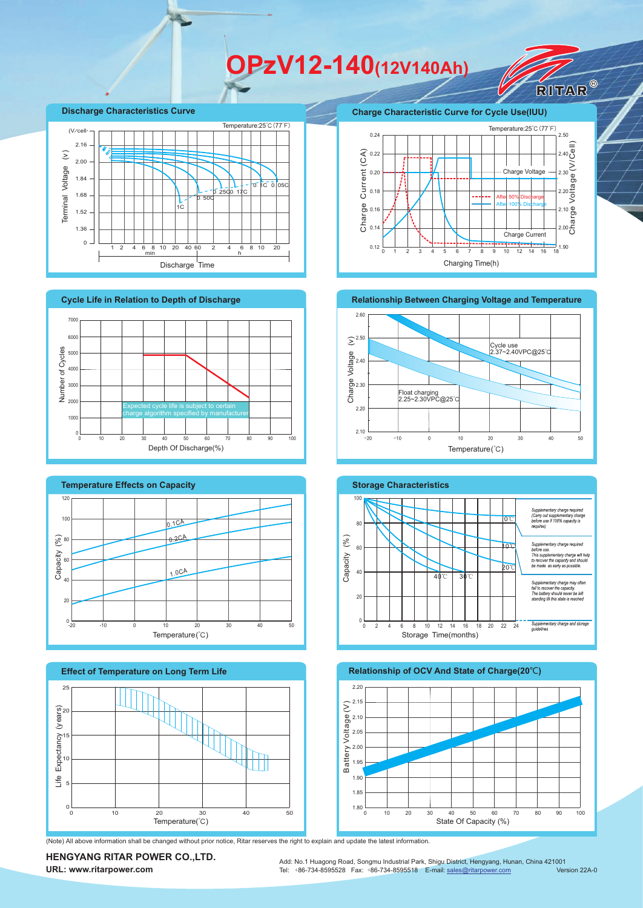# OPzV12-140(12V140Ah)

RITAR®

## Discharge Characteristics Curve

Temperature:25°C (77°F)

(V/cell)

2.16
2.00
1.84
1.68
1.52
1.36
0

Terminal Voltage (v)

1C
0.50C
0.25C
0.17C
0.1C
0.05C

1 2 4 6 8 10 20 40 60 2 4 6 8 10 20

min h

Discharge Time

## Charge Characteristic Curve for Cycle Use(IUU)

Temperature:25°C (77°F)

Charge Current (CA)

0.24
0.22
0.20
0.18
0.16
0.14
0.12

Charge Voltage (V/Cell)

2.50
2.40
2.30
2.20
2.10
2.00
1.90

Charge Voltage

After 50% Discharge
After 100% Discharge

Charge Current

0 1 2 3 4 5 6 7 8 9 10 12 14 16 18

Charging Time(h)

## Cycle Life in Relation to Depth of Discharge

Number of Cycles

7000
6000
5000
4000
3000
2000
1000
0

Expected cycle life is subject to certain charge algorithm specified by manufacturer

0 10 20 30 40 50 60 70 80 90 100

Depth Of Discharge(%)

## Relationship Between Charging Voltage and Temperature

Charge Voltage (v)

2.60
2.50
2.40
2.30
2.20
2.10

Cycle use
2.37~2.40VPC@25°C

Float charging
2.25~2.30VPC@25°C

−20 −10 0 10 20 30 40 50

Temperature(°C)

## Temperature Effects on Capacity

Capacity (%)

120
100
80
60
40
20
0

0.1CA
0.2CA
1.0CA

-20 -10 0 10 20 30 40 50

Temperature(°C)

## Storage Characteristics

Capacity (%)

100
80
60
40
20
0

0°C
10°C
20°C
40°C
30°C

*Supplementary charge required (Carry out supplementary charge before use if 100% capacity is requires)*

*Supplementary charge required before use. This supplementary charge will help to recover the capacity and should be made as early as possible.*

*Supplementary charge may often fail to recover the capacity. The battery should never be left standing till this state is reached*

*Supplementary charge and storage guidelines*

0 2 4 6 8 10 12 14 16 18 20 22 24

Storage Time(months)

## Effect of Temperature on Long Term Life

Life Expectancy (years)

25
20
15
10
5
0

0 10 20 30 40 50

Temperature(°C)

## Relationship of OCV And State of Charge(20℃)

Battery Voltage (V)

2.20
2.15
2.10
2.05
2.00
1.95
1.90
1.85
1.80

0 10 20 30 40 50 60 70 80 90 100

State Of Capacity (%)

(Note) All above information shall be changed without prior notice, Ritar reserves the right to explain and update the latest information.

**HENGYANG RITAR POWER CO.,LTD.**

**URL: www.ritarpower.com**

Add: No.1 Huagong Road, Songmu Industrial Park, Shigu District, Hengyang, Hunan, China 421001

Tel: +86-734-8595528 Fax: +86-734-8595518 E-mail: sales@ritarpower.com

Version 22A-0